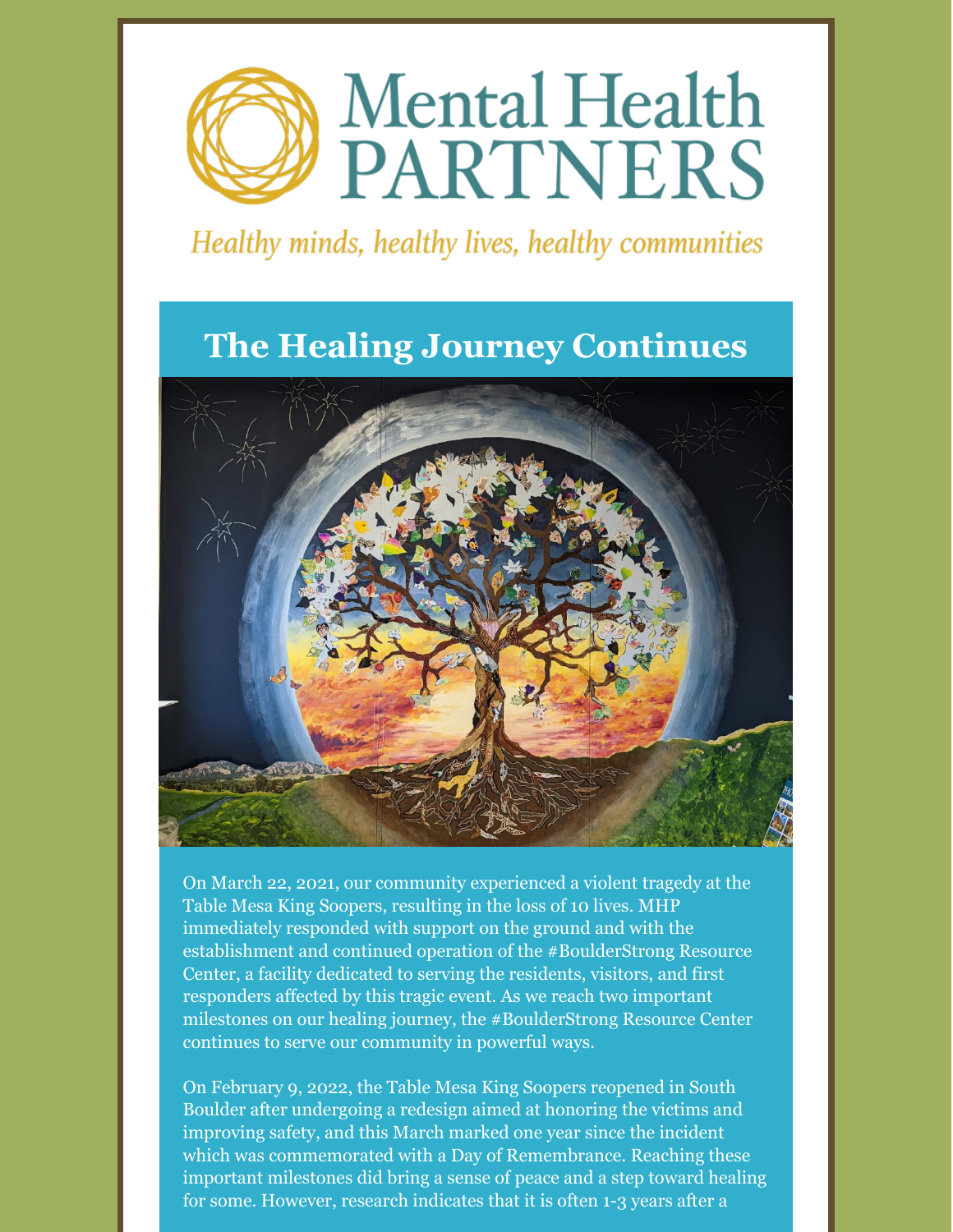# Mental Health PARTNERS

*Healthy minds, healthy lives, healthy communities*

## The Healing Journey Continues

On March 22, 2021, our community experienced a violent tragedy at the Table Mesa King Soopers, resulting in the loss of 10 lives. MHP immediately responded with support on the ground and with the establishment and continued operation of the #BoulderStrong Resource Center, a facility dedicated to serving the residents, visitors, and first responders affected by this tragic event. As we reach two important milestones on our healing journey, the #BoulderStrong Resource Center continues to serve our community in powerful ways.

On February 9, 2022, the Table Mesa King Soopers reopened in South Boulder after undergoing a redesign aimed at honoring the victims and improving safety, and this March marked one year since the incident which was commemorated with a Day of Remembrance. Reaching these important milestones did bring a sense of peace and a step toward healing for some. However, research indicates that it is often 1-3 years after a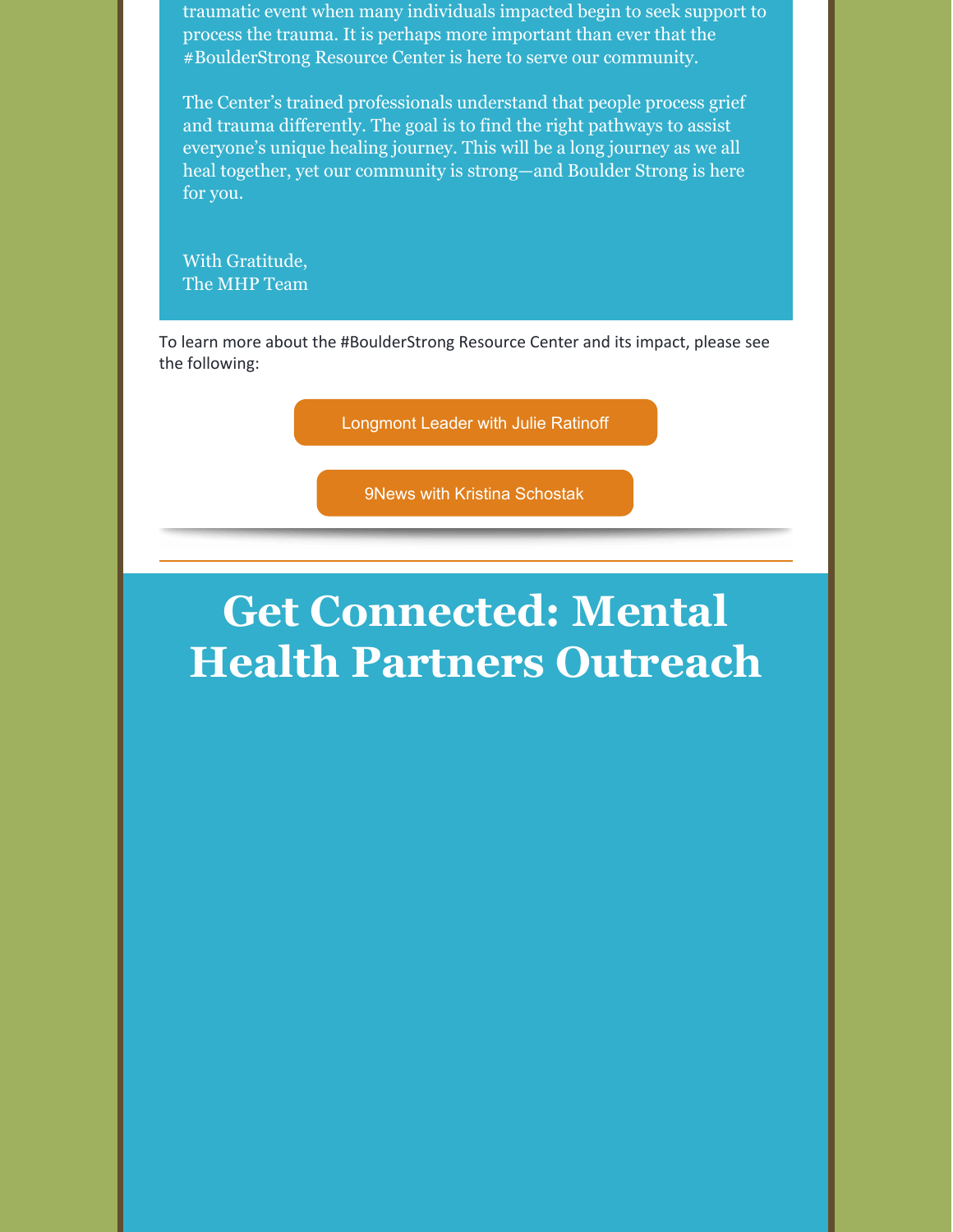traumatic event when many individuals impacted begin to seek support to process the trauma. It is perhaps more important than ever that the #BoulderStrong Resource Center is here to serve our community.

The Center's trained professionals understand that people process grief and trauma differently. The goal is to find the right pathways to assist everyone's unique healing journey. This will be a long journey as we all heal together, yet our community is strong—and Boulder Strong is here for you.

With Gratitude,
The MHP Team

To learn more about the #BoulderStrong Resource Center and its impact, please see the following:

Longmont Leader with Julie Ratinoff

9News with Kristina Schostak

---

# Get Connected: Mental Health Partners Outreach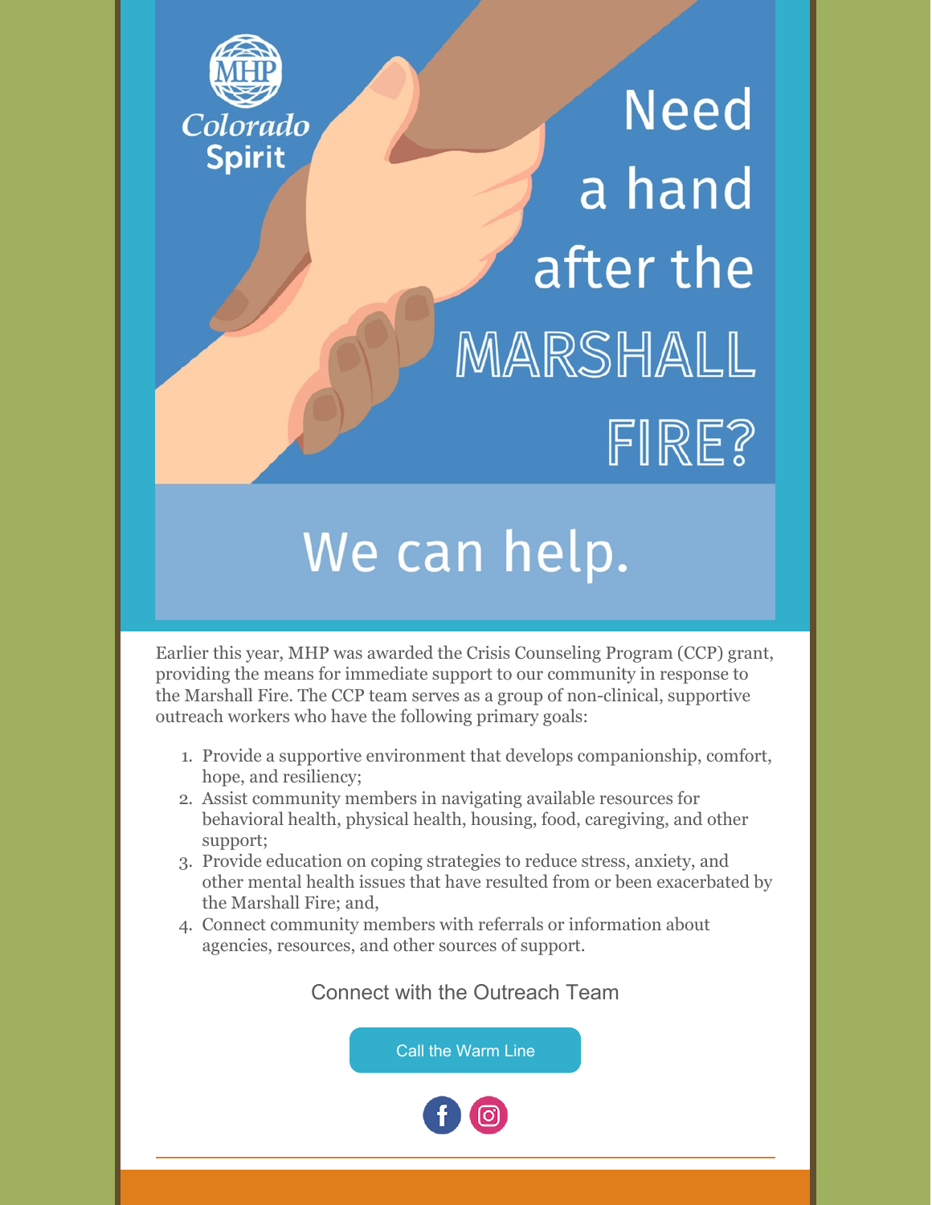MHP Colorado Spirit

# Need a hand after the MARSHALL FIRE?

## We can help.

Earlier this year, MHP was awarded the Crisis Counseling Program (CCP) grant, providing the means for immediate support to our community in response to the Marshall Fire. The CCP team serves as a group of non-clinical, supportive outreach workers who have the following primary goals:

1. Provide a supportive environment that develops companionship, comfort, hope, and resiliency;
2. Assist community members in navigating available resources for behavioral health, physical health, housing, food, caregiving, and other support;
3. Provide education on coping strategies to reduce stress, anxiety, and other mental health issues that have resulted from or been exacerbated by the Marshall Fire; and,
4. Connect community members with referrals or information about agencies, resources, and other sources of support.

Connect with the Outreach Team

Call the Warm Line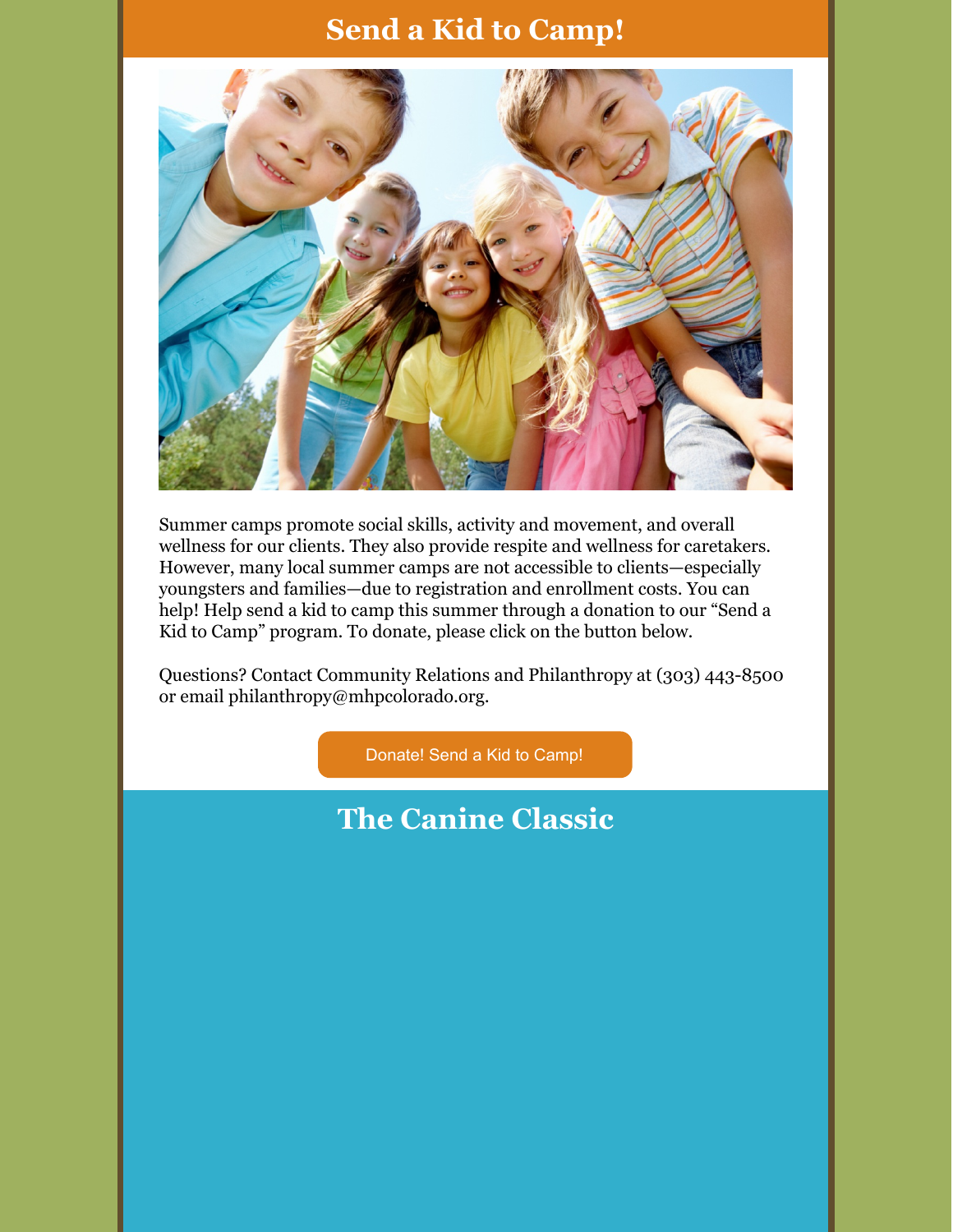# Send a Kid to Camp!

Summer camps promote social skills, activity and movement, and overall wellness for our clients. They also provide respite and wellness for caretakers. However, many local summer camps are not accessible to clients—especially youngsters and families—due to registration and enrollment costs. You can help! Help send a kid to camp this summer through a donation to our "Send a Kid to Camp" program. To donate, please click on the button below.

Questions? Contact Community Relations and Philanthropy at (303) 443-8500 or email philanthropy@mhpcolorado.org.

Donate! Send a Kid to Camp!

# The Canine Classic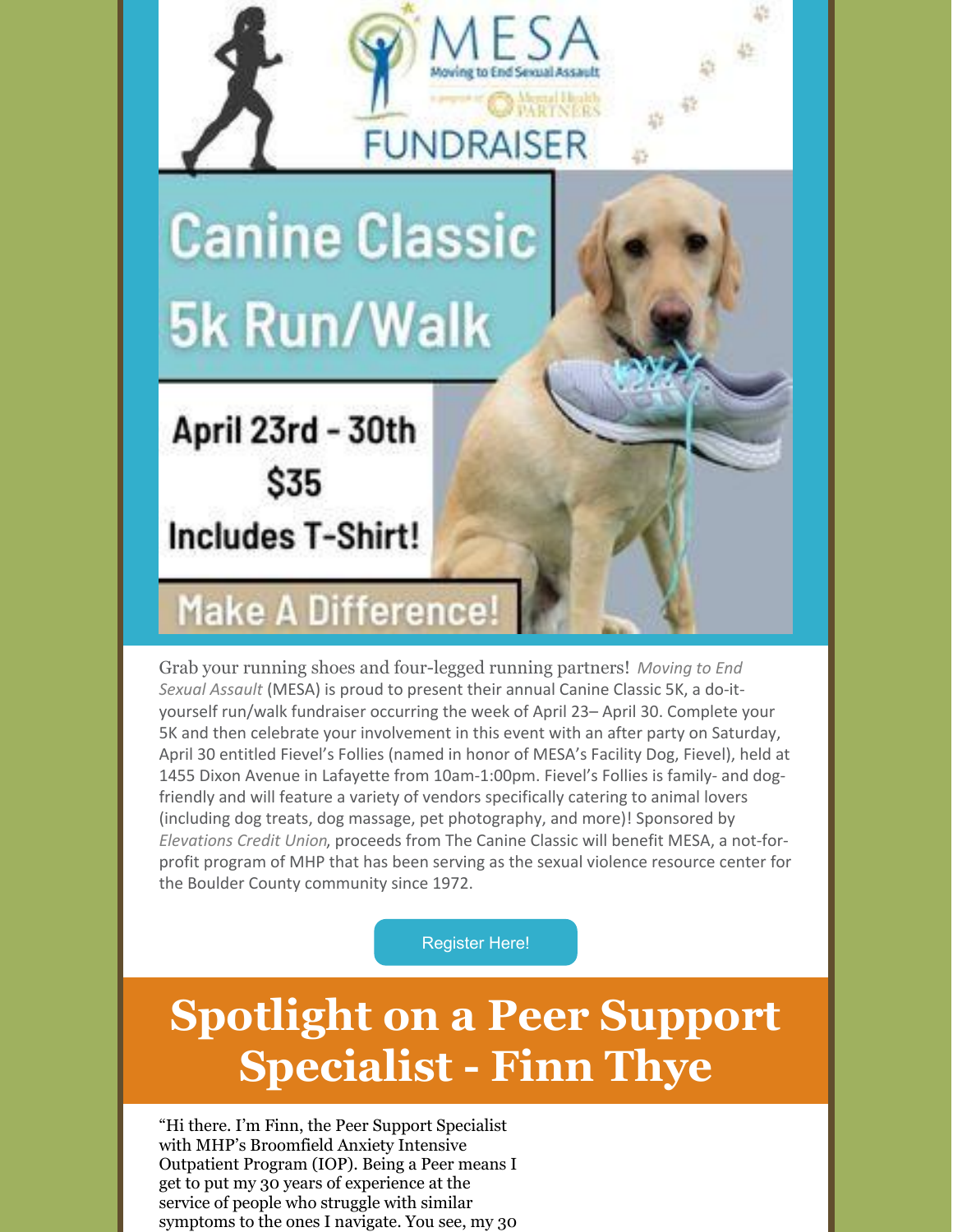MESA

Moving to End Sexual Assault

a program of Mental Health PARTNERS

FUNDRAISER

# Canine Classic 5k Run/Walk

April 23rd - 30th

$35

Includes T-Shirt!

Make A Difference!

Grab your running shoes and four-legged running partners! *Moving to End Sexual Assault* (MESA) is proud to present their annual Canine Classic 5K, a do-it-yourself run/walk fundraiser occurring the week of April 23– April 30. Complete your 5K and then celebrate your involvement in this event with an after party on Saturday, April 30 entitled Fievel's Follies (named in honor of MESA's Facility Dog, Fievel), held at 1455 Dixon Avenue in Lafayette from 10am-1:00pm. Fievel's Follies is family- and dog-friendly and will feature a variety of vendors specifically catering to animal lovers (including dog treats, dog massage, pet photography, and more)! Sponsored by *Elevations Credit Union*, proceeds from The Canine Classic will benefit MESA, a not-for-profit program of MHP that has been serving as the sexual violence resource center for the Boulder County community since 1972.

Register Here!

# Spotlight on a Peer Support Specialist - Finn Thye

"Hi there. I'm Finn, the Peer Support Specialist with MHP's Broomfield Anxiety Intensive Outpatient Program (IOP). Being a Peer means I get to put my 30 years of experience at the service of people who struggle with similar symptoms to the ones I navigate. You see, my 30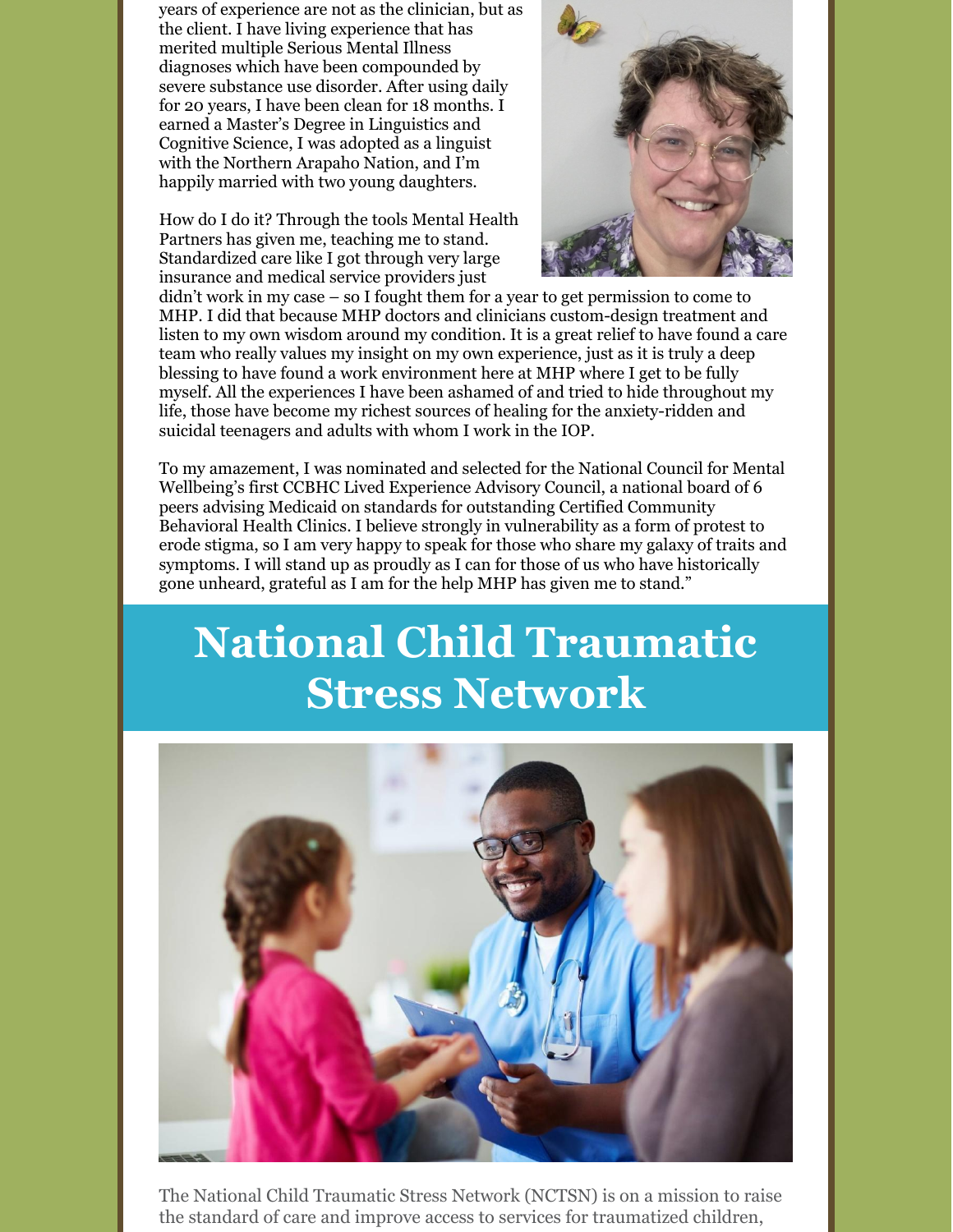years of experience are not as the clinician, but as the client. I have living experience that has merited multiple Serious Mental Illness diagnoses which have been compounded by severe substance use disorder. After using daily for 20 years, I have been clean for 18 months. I earned a Master's Degree in Linguistics and Cognitive Science, I was adopted as a linguist with the Northern Arapaho Nation, and I'm happily married with two young daughters.

How do I do it? Through the tools Mental Health Partners has given me, teaching me to stand. Standardized care like I got through very large insurance and medical service providers just didn't work in my case – so I fought them for a year to get permission to come to MHP. I did that because MHP doctors and clinicians custom-design treatment and listen to my own wisdom around my condition. It is a great relief to have found a care team who really values my insight on my own experience, just as it is truly a deep blessing to have found a work environment here at MHP where I get to be fully myself. All the experiences I have been ashamed of and tried to hide throughout my life, those have become my richest sources of healing for the anxiety-ridden and suicidal teenagers and adults with whom I work in the IOP.

To my amazement, I was nominated and selected for the National Council for Mental Wellbeing's first CCBHC Lived Experience Advisory Council, a national board of 6 peers advising Medicaid on standards for outstanding Certified Community Behavioral Health Clinics. I believe strongly in vulnerability as a form of protest to erode stigma, so I am very happy to speak for those who share my galaxy of traits and symptoms. I will stand up as proudly as I can for those of us who have historically gone unheard, grateful as I am for the help MHP has given me to stand."

# National Child Traumatic Stress Network

The National Child Traumatic Stress Network (NCTSN) is on a mission to raise the standard of care and improve access to services for traumatized children,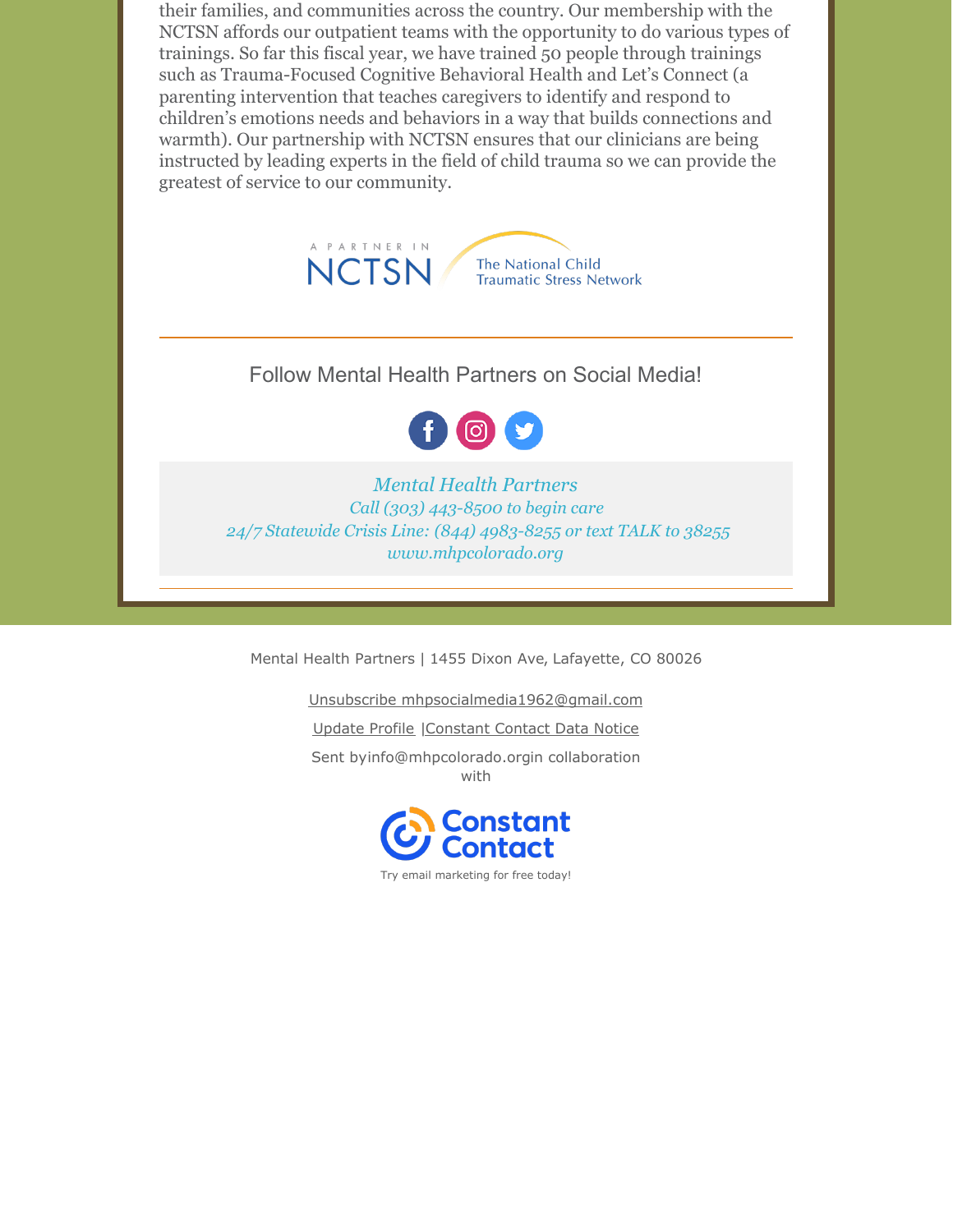their families, and communities across the country. Our membership with the NCTSN affords our outpatient teams with the opportunity to do various types of trainings. So far this fiscal year, we have trained 50 people through trainings such as Trauma-Focused Cognitive Behavioral Health and Let's Connect (a parenting intervention that teaches caregivers to identify and respond to children's emotions needs and behaviors in a way that builds connections and warmth). Our partnership with NCTSN ensures that our clinicians are being instructed by leading experts in the field of child trauma so we can provide the greatest of service to our community.

A PARTNER IN NCTSN The National Child Traumatic Stress Network

---

Follow Mental Health Partners on Social Media!

*Mental Health Partners*
*Call (303) 443-8500 to begin care*
*24/7 Statewide Crisis Line: (844) 4983-8255 or text TALK to 38255*
*www.mhpcolorado.org*

---

Mental Health Partners | 1455 Dixon Ave, Lafayette, CO 80026

Unsubscribe mhpsocialmedia1962@gmail.com

Update Profile |Constant Contact Data Notice

Sent byinfo@mhpcolorado.orgin collaboration with

Constant Contact

Try email marketing for free today!